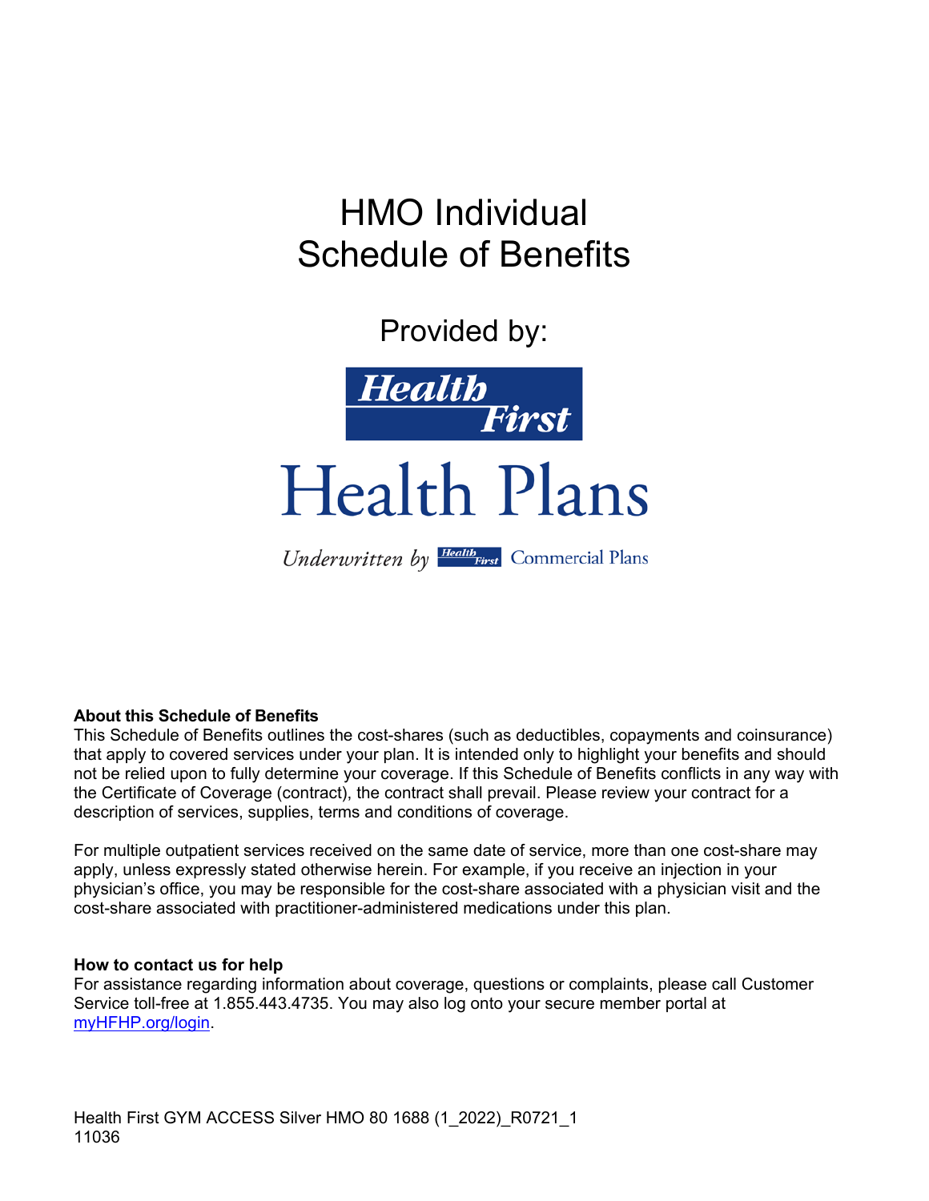# HMO Individual Schedule of Benefits

Provided by:

Health First

Health Plans

*Underwritten by* Health First Commercial Plans

**About this Schedule of Benefits**

This Schedule of Benefits outlines the cost-shares (such as deductibles, copayments and coinsurance) that apply to covered services under your plan. It is intended only to highlight your benefits and should not be relied upon to fully determine your coverage. If this Schedule of Benefits conflicts in any way with the Certificate of Coverage (contract), the contract shall prevail. Please review your contract for a description of services, supplies, terms and conditions of coverage.

For multiple outpatient services received on the same date of service, more than one cost-share may apply, unless expressly stated otherwise herein. For example, if you receive an injection in your physician's office, you may be responsible for the cost-share associated with a physician visit and the cost-share associated with practitioner-administered medications under this plan.

**How to contact us for help**

For assistance regarding information about coverage, questions or complaints, please call Customer Service toll-free at 1.855.443.4735. You may also log onto your secure member portal at [myHFHP.org/login](myHFHP.org/login).

Health First GYM ACCESS Silver HMO 80 1688 (1_2022)_R0721_1
11036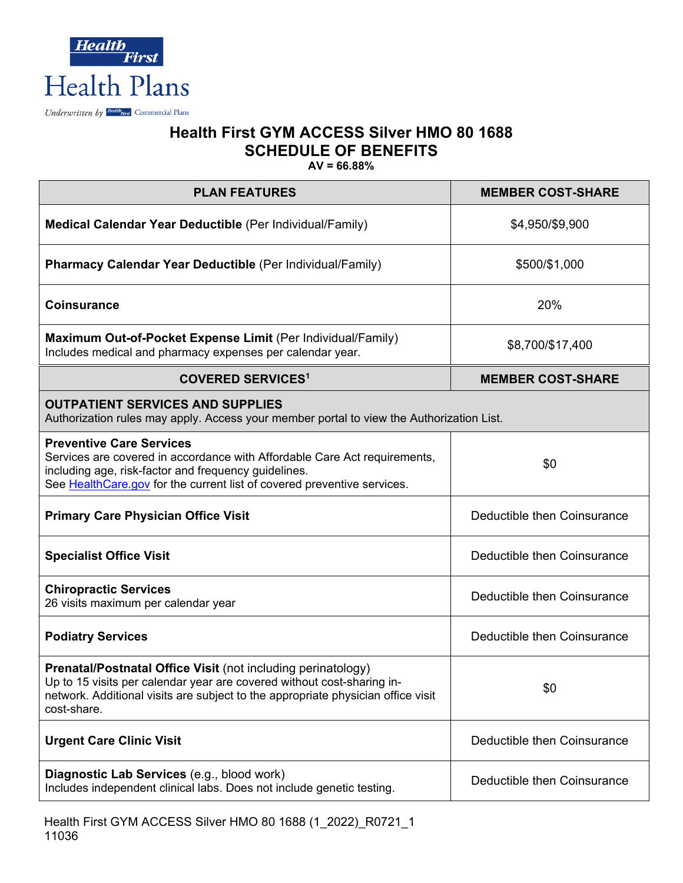Health First Health Plans

Underwritten by Health First Commercial Plans

# Health First GYM ACCESS Silver HMO 80 1688
## SCHEDULE OF BENEFITS
**AV = 66.88%**

| PLAN FEATURES | MEMBER COST-SHARE |
| --- | --- |
| **Medical Calendar Year Deductible** (Per Individual/Family) | $4,950/$9,900 |
| **Pharmacy Calendar Year Deductible** (Per Individual/Family) | $500/$1,000 |
| **Coinsurance** | 20% |
| **Maximum Out-of-Pocket Expense Limit** (Per Individual/Family) Includes medical and pharmacy expenses per calendar year. | $8,700/$17,400 |
| **COVERED SERVICES[1]** | **MEMBER COST-SHARE** |
| **OUTPATIENT SERVICES AND SUPPLIES** Authorization rules may apply. Access your member portal to view the Authorization List. | |
| **Preventive Care Services** Services are covered in accordance with Affordable Care Act requirements, including age, risk-factor and frequency guidelines. See HealthCare.gov for the current list of covered preventive services. | $0 |
| **Primary Care Physician Office Visit** | Deductible then Coinsurance |
| **Specialist Office Visit** | Deductible then Coinsurance |
| **Chiropractic Services** 26 visits maximum per calendar year | Deductible then Coinsurance |
| **Podiatry Services** | Deductible then Coinsurance |
| **Prenatal/Postnatal Office Visit** (not including perinatology) Up to 15 visits per calendar year are covered without cost-sharing in-network. Additional visits are subject to the appropriate physician office visit cost-share. | $0 |
| **Urgent Care Clinic Visit** | Deductible then Coinsurance |
| **Diagnostic Lab Services** (e.g., blood work) Includes independent clinical labs. Does not include genetic testing. | Deductible then Coinsurance |

Health First GYM ACCESS Silver HMO 80 1688 (1_2022)_R0721_1
11036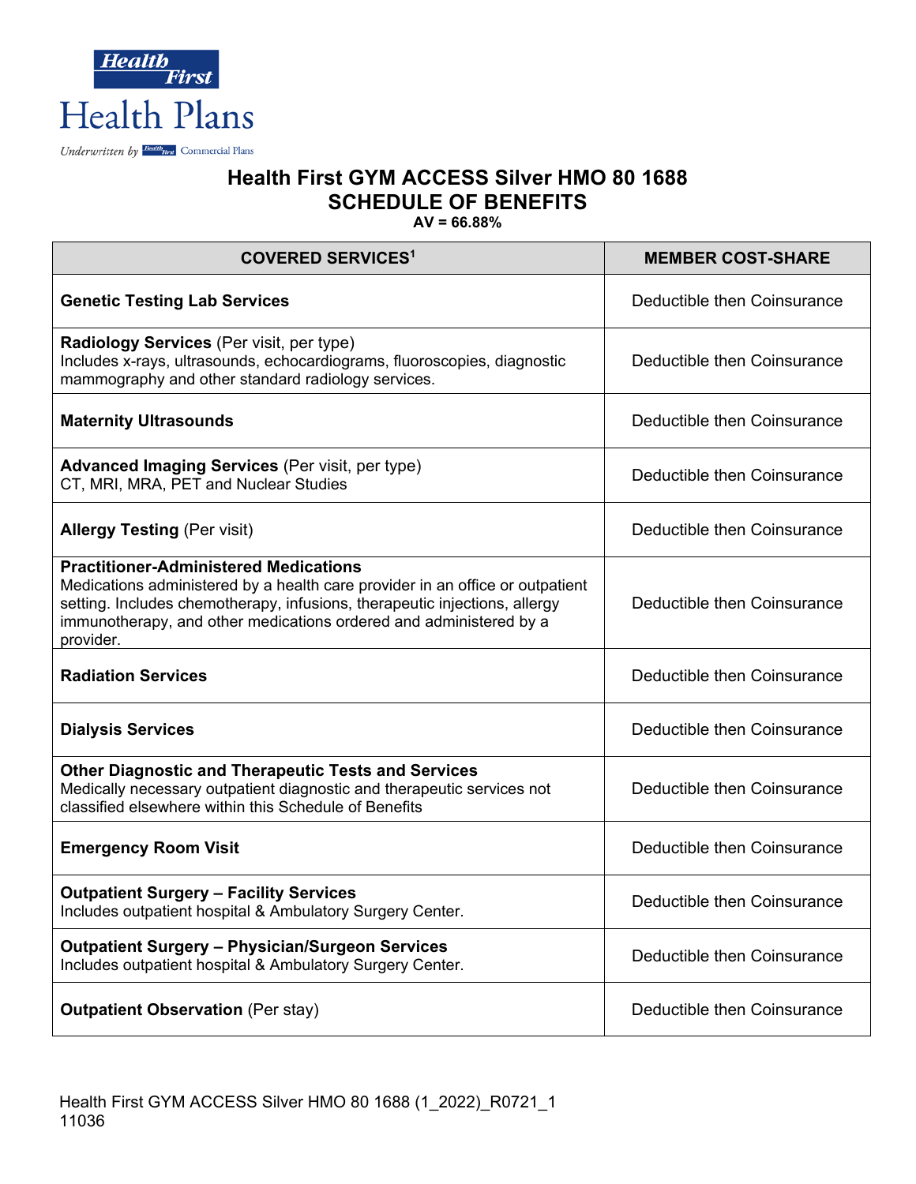Health First Health Plans

*Underwritten by* Health First Commercial Plans

# Health First GYM ACCESS Silver HMO 80 1688
## SCHEDULE OF BENEFITS
**AV = 66.88%**

| COVERED SERVICES[1] | MEMBER COST-SHARE |
|---|---|
| **Genetic Testing Lab Services** | Deductible then Coinsurance |
| **Radiology Services** (Per visit, per type)<br>Includes x-rays, ultrasounds, echocardiograms, fluoroscopies, diagnostic mammography and other standard radiology services. | Deductible then Coinsurance |
| **Maternity Ultrasounds** | Deductible then Coinsurance |
| **Advanced Imaging Services** (Per visit, per type)<br>CT, MRI, MRA, PET and Nuclear Studies | Deductible then Coinsurance |
| **Allergy Testing** (Per visit) | Deductible then Coinsurance |
| **Practitioner-Administered Medications**<br>Medications administered by a health care provider in an office or outpatient setting. Includes chemotherapy, infusions, therapeutic injections, allergy immunotherapy, and other medications ordered and administered by a provider. | Deductible then Coinsurance |
| **Radiation Services** | Deductible then Coinsurance |
| **Dialysis Services** | Deductible then Coinsurance |
| **Other Diagnostic and Therapeutic Tests and Services**<br>Medically necessary outpatient diagnostic and therapeutic services not classified elsewhere within this Schedule of Benefits | Deductible then Coinsurance |
| **Emergency Room Visit** | Deductible then Coinsurance |
| **Outpatient Surgery – Facility Services**<br>Includes outpatient hospital & Ambulatory Surgery Center. | Deductible then Coinsurance |
| **Outpatient Surgery – Physician/Surgeon Services**<br>Includes outpatient hospital & Ambulatory Surgery Center. | Deductible then Coinsurance |
| **Outpatient Observation** (Per stay) | Deductible then Coinsurance |

Health First GYM ACCESS Silver HMO 80 1688 (1_2022)_R0721_1
11036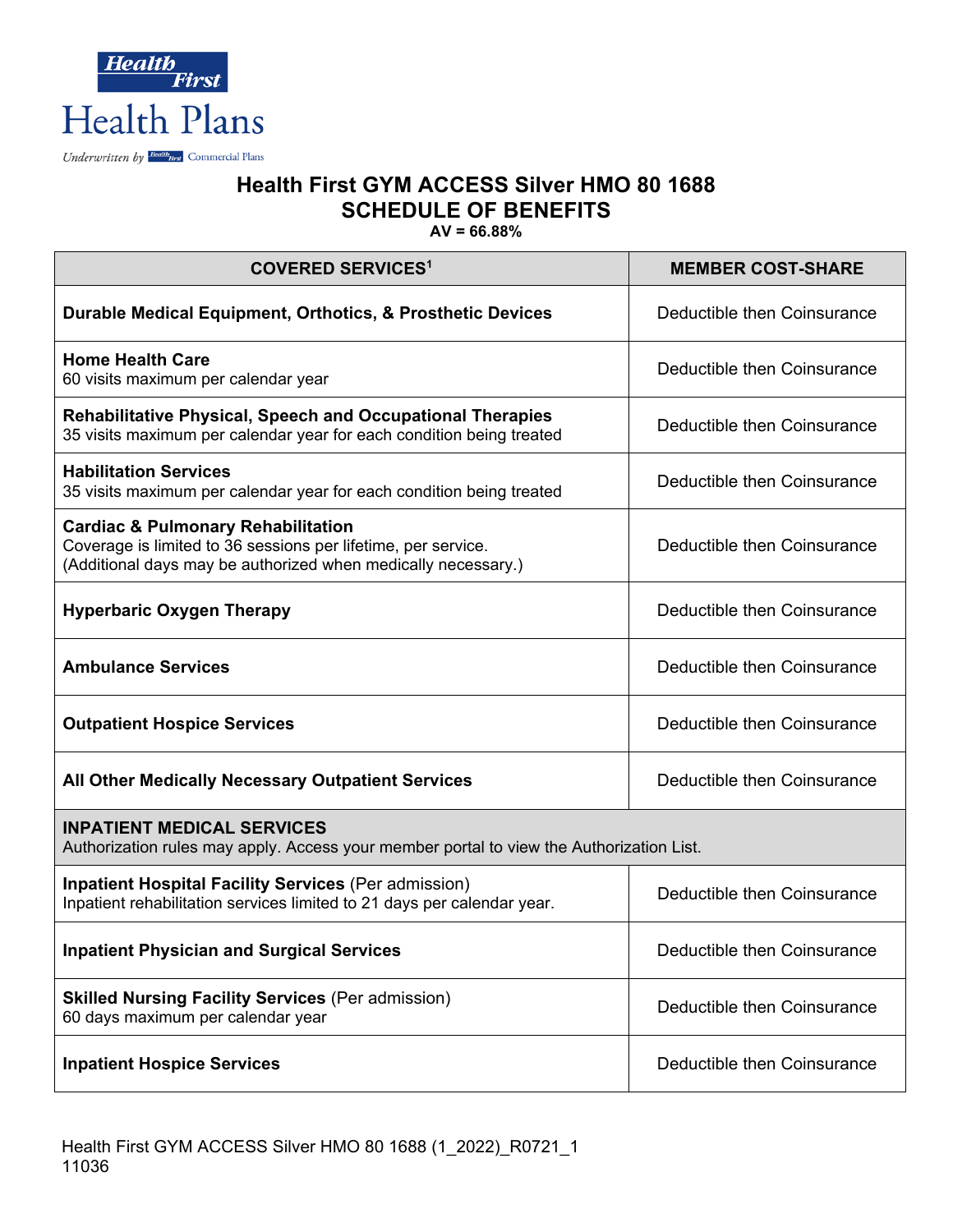Health First Health Plans

Underwritten by Health First Commercial Plans

# Health First GYM ACCESS Silver HMO 80 1688
## SCHEDULE OF BENEFITS
**AV = 66.88%**

| COVERED SERVICES[1] | MEMBER COST-SHARE |
|---|---|
| **Durable Medical Equipment, Orthotics, & Prosthetic Devices** | Deductible then Coinsurance |
| **Home Health Care**<br>60 visits maximum per calendar year | Deductible then Coinsurance |
| **Rehabilitative Physical, Speech and Occupational Therapies**<br>35 visits maximum per calendar year for each condition being treated | Deductible then Coinsurance |
| **Habilitation Services**<br>35 visits maximum per calendar year for each condition being treated | Deductible then Coinsurance |
| **Cardiac & Pulmonary Rehabilitation**<br>Coverage is limited to 36 sessions per lifetime, per service.<br>(Additional days may be authorized when medically necessary.) | Deductible then Coinsurance |
| **Hyperbaric Oxygen Therapy** | Deductible then Coinsurance |
| **Ambulance Services** | Deductible then Coinsurance |
| **Outpatient Hospice Services** | Deductible then Coinsurance |
| **All Other Medically Necessary Outpatient Services** | Deductible then Coinsurance |
| **INPATIENT MEDICAL SERVICES**<br>Authorization rules may apply. Access your member portal to view the Authorization List. | |
| **Inpatient Hospital Facility Services** (Per admission)<br>Inpatient rehabilitation services limited to 21 days per calendar year. | Deductible then Coinsurance |
| **Inpatient Physician and Surgical Services** | Deductible then Coinsurance |
| **Skilled Nursing Facility Services** (Per admission)<br>60 days maximum per calendar year | Deductible then Coinsurance |
| **Inpatient Hospice Services** | Deductible then Coinsurance |

Health First GYM ACCESS Silver HMO 80 1688 (1_2022)_R0721_1
11036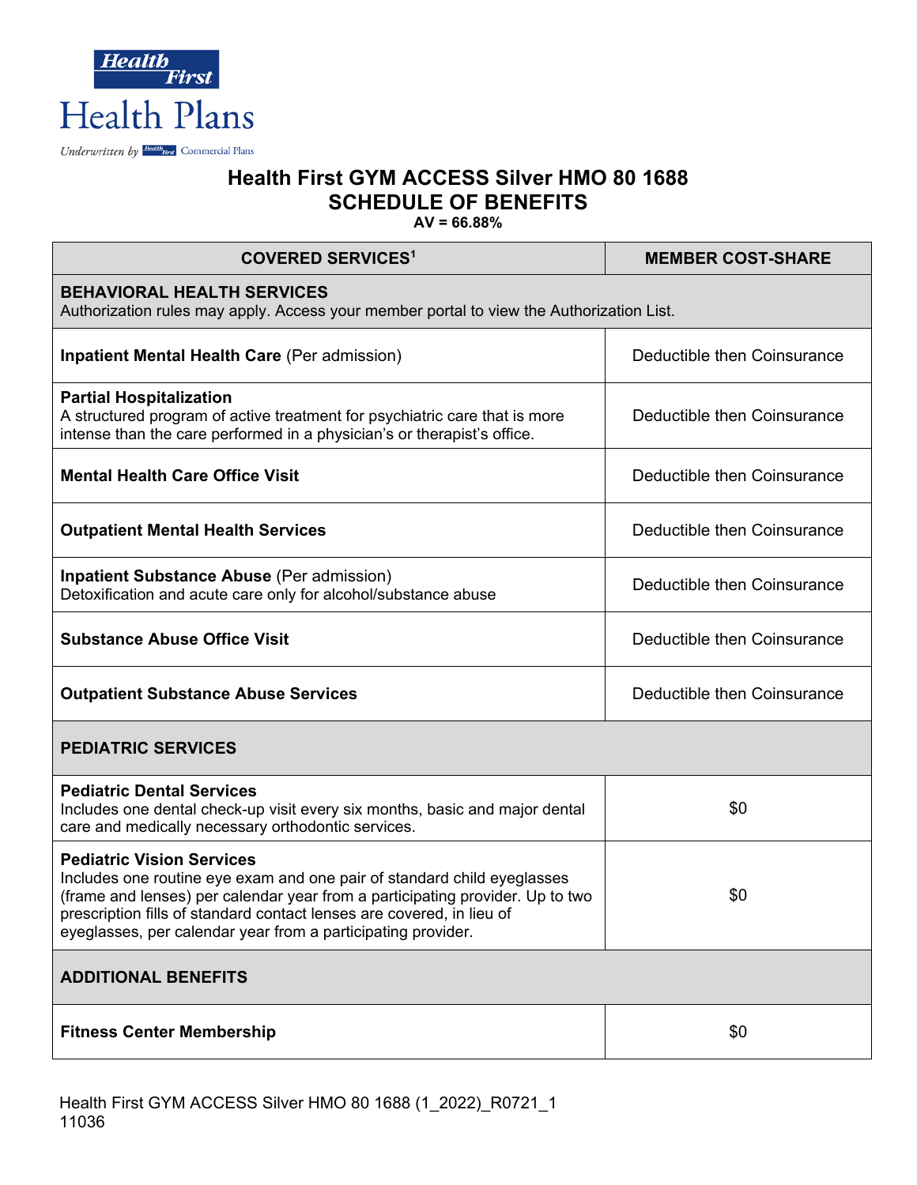Health First Health Plans

Underwritten by Health First Commercial Plans

# Health First GYM ACCESS Silver HMO 80 1688
## SCHEDULE OF BENEFITS
**AV = 66.88%**

| COVERED SERVICES[1] | MEMBER COST-SHARE |
|---|---|
| **BEHAVIORAL HEALTH SERVICES** Authorization rules may apply. Access your member portal to view the Authorization List. | |
| **Inpatient Mental Health Care** (Per admission) | Deductible then Coinsurance |
| **Partial Hospitalization** A structured program of active treatment for psychiatric care that is more intense than the care performed in a physician's or therapist's office. | Deductible then Coinsurance |
| **Mental Health Care Office Visit** | Deductible then Coinsurance |
| **Outpatient Mental Health Services** | Deductible then Coinsurance |
| **Inpatient Substance Abuse** (Per admission) Detoxification and acute care only for alcohol/substance abuse | Deductible then Coinsurance |
| **Substance Abuse Office Visit** | Deductible then Coinsurance |
| **Outpatient Substance Abuse Services** | Deductible then Coinsurance |
| **PEDIATRIC SERVICES** | |
| **Pediatric Dental Services** Includes one dental check-up visit every six months, basic and major dental care and medically necessary orthodontic services. | $0 |
| **Pediatric Vision Services** Includes one routine eye exam and one pair of standard child eyeglasses (frame and lenses) per calendar year from a participating provider. Up to two prescription fills of standard contact lenses are covered, in lieu of eyeglasses, per calendar year from a participating provider. | $0 |
| **ADDITIONAL BENEFITS** | |
| **Fitness Center Membership** | $0 |

Health First GYM ACCESS Silver HMO 80 1688 (1_2022)_R0721_1
11036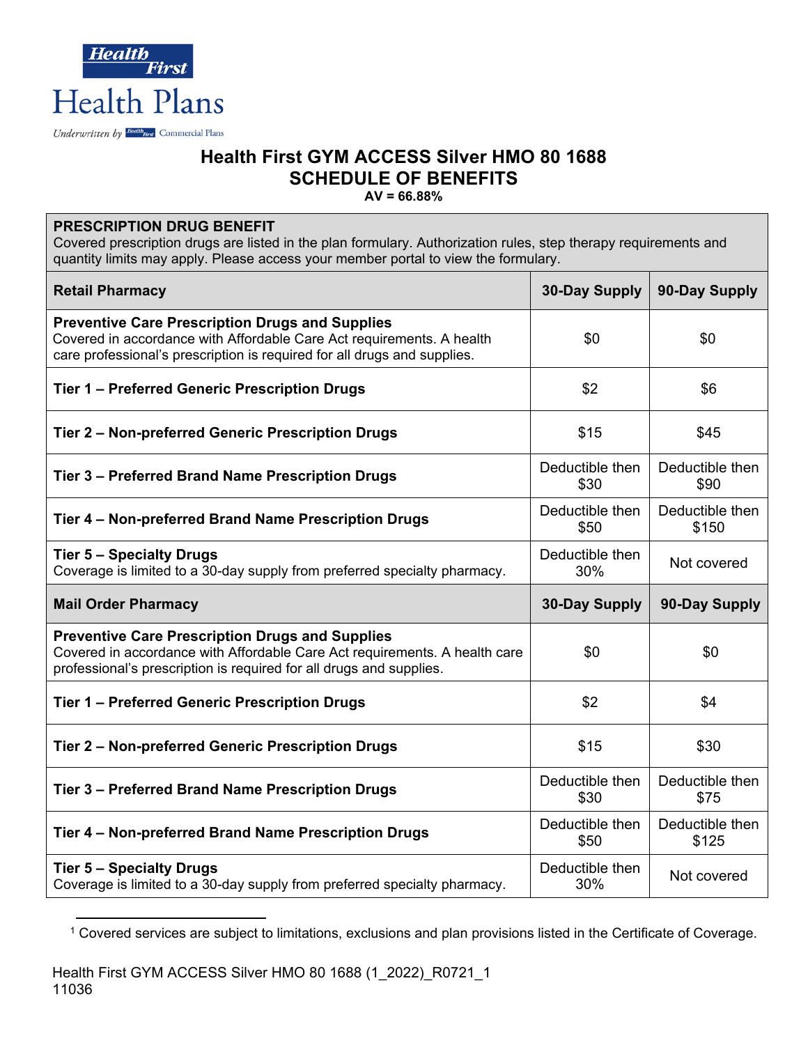Health First Health Plans

*Underwritten by* Health First Commercial Plans

# Health First GYM ACCESS Silver HMO 80 1688
# SCHEDULE OF BENEFITS

**AV = 66.88%**

**PRESCRIPTION DRUG BENEFIT**
Covered prescription drugs are listed in the plan formulary. Authorization rules, step therapy requirements and quantity limits may apply. Please access your member portal to view the formulary.

| Retail Pharmacy | 30-Day Supply | 90-Day Supply |
|---|---|---|
| **Preventive Care Prescription Drugs and Supplies** Covered in accordance with Affordable Care Act requirements. A health care professional's prescription is required for all drugs and supplies. | $0 | $0 |
| **Tier 1 – Preferred Generic Prescription Drugs** | $2 | $6 |
| **Tier 2 – Non-preferred Generic Prescription Drugs** | $15 | $45 |
| **Tier 3 – Preferred Brand Name Prescription Drugs** | Deductible then $30 | Deductible then $90 |
| **Tier 4 – Non-preferred Brand Name Prescription Drugs** | Deductible then $50 | Deductible then $150 |
| **Tier 5 – Specialty Drugs** Coverage is limited to a 30-day supply from preferred specialty pharmacy. | Deductible then 30% | Not covered |
| **Mail Order Pharmacy** | **30-Day Supply** | **90-Day Supply** |
| **Preventive Care Prescription Drugs and Supplies** Covered in accordance with Affordable Care Act requirements. A health care professional's prescription is required for all drugs and supplies. | $0 | $0 |
| **Tier 1 – Preferred Generic Prescription Drugs** | $2 | $4 |
| **Tier 2 – Non-preferred Generic Prescription Drugs** | $15 | $30 |
| **Tier 3 – Preferred Brand Name Prescription Drugs** | Deductible then $30 | Deductible then $75 |
| **Tier 4 – Non-preferred Brand Name Prescription Drugs** | Deductible then $50 | Deductible then $125 |
| **Tier 5 – Specialty Drugs** Coverage is limited to a 30-day supply from preferred specialty pharmacy. | Deductible then 30% | Not covered |

[1] Covered services are subject to limitations, exclusions and plan provisions listed in the Certificate of Coverage.

Health First GYM ACCESS Silver HMO 80 1688 (1_2022)_R0721_1
11036